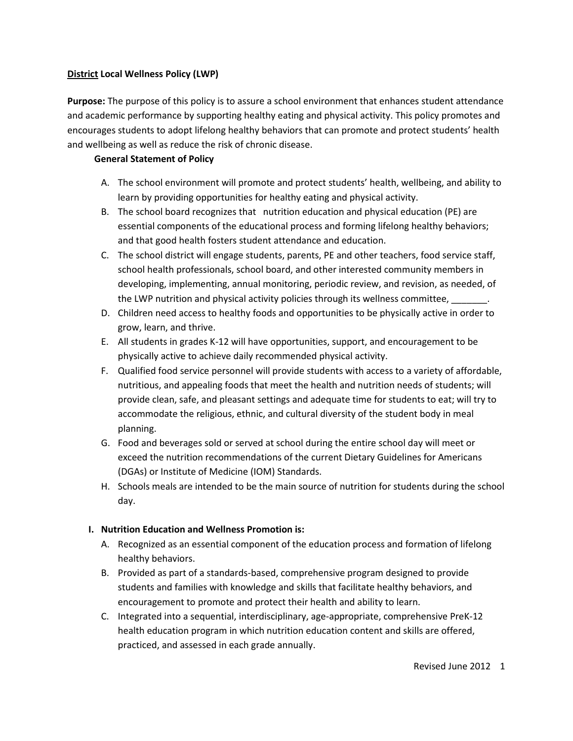**<u>District</u> Local Wellness Policy (LWP)**

**Purpose:** The purpose of this policy is to assure a school environment that enhances student attendance and academic performance by supporting healthy eating and physical activity. This policy promotes and encourages students to adopt lifelong healthy behaviors that can promote and protect students' health and wellbeing as well as reduce the risk of chronic disease.

**General Statement of Policy**

A. The school environment will promote and protect students' health, wellbeing, and ability to learn by providing opportunities for healthy eating and physical activity.
B. The school board recognizes that nutrition education and physical education (PE) are essential components of the educational process and forming lifelong healthy behaviors; and that good health fosters student attendance and education.
C. The school district will engage students, parents, PE and other teachers, food service staff, school health professionals, school board, and other interested community members in developing, implementing, annual monitoring, periodic review, and revision, as needed, of the LWP nutrition and physical activity policies through its wellness committee, _______.
D. Children need access to healthy foods and opportunities to be physically active in order to grow, learn, and thrive.
E. All students in grades K-12 will have opportunities, support, and encouragement to be physically active to achieve daily recommended physical activity.
F. Qualified food service personnel will provide students with access to a variety of affordable, nutritious, and appealing foods that meet the health and nutrition needs of students; will provide clean, safe, and pleasant settings and adequate time for students to eat; will try to accommodate the religious, ethnic, and cultural diversity of the student body in meal planning.
G. Food and beverages sold or served at school during the entire school day will meet or exceed the nutrition recommendations of the current Dietary Guidelines for Americans (DGAs) or Institute of Medicine (IOM) Standards.
H. Schools meals are intended to be the main source of nutrition for students during the school day.

**I. Nutrition Education and Wellness Promotion is:**

A. Recognized as an essential component of the education process and formation of lifelong healthy behaviors.
B. Provided as part of a standards-based, comprehensive program designed to provide students and families with knowledge and skills that facilitate healthy behaviors, and encouragement to promote and protect their health and ability to learn.
C. Integrated into a sequential, interdisciplinary, age-appropriate, comprehensive PreK-12 health education program in which nutrition education content and skills are offered, practiced, and assessed in each grade annually.

Revised June 2012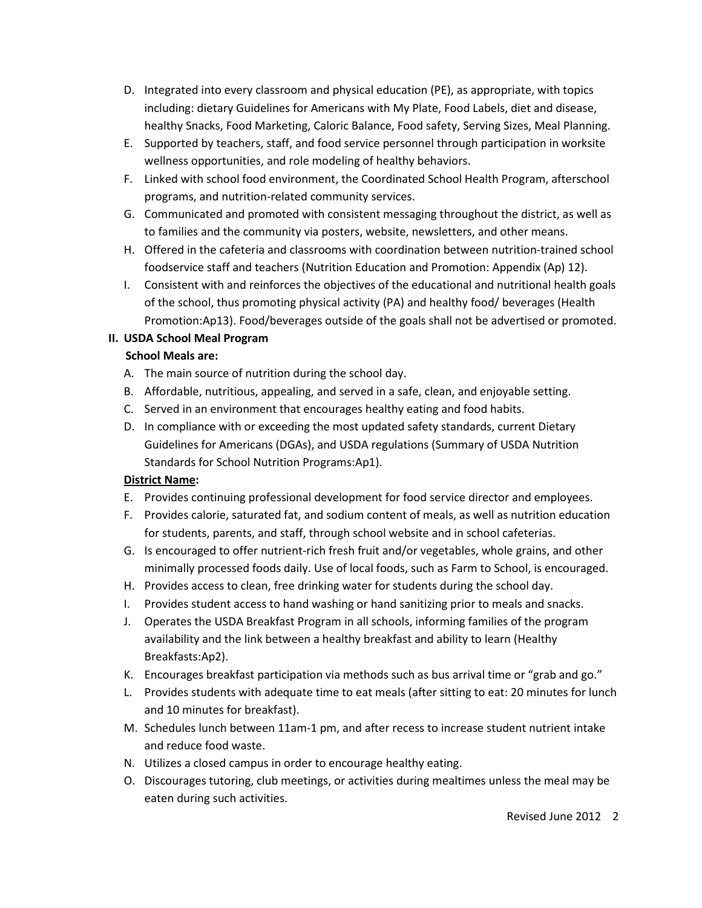D. Integrated into every classroom and physical education (PE), as appropriate, with topics including: dietary Guidelines for Americans with My Plate, Food Labels, diet and disease, healthy Snacks, Food Marketing, Caloric Balance, Food safety, Serving Sizes, Meal Planning.
E. Supported by teachers, staff, and food service personnel through participation in worksite wellness opportunities, and role modeling of healthy behaviors.
F. Linked with school food environment, the Coordinated School Health Program, afterschool programs, and nutrition-related community services.
G. Communicated and promoted with consistent messaging throughout the district, as well as to families and the community via posters, website, newsletters, and other means.
H. Offered in the cafeteria and classrooms with coordination between nutrition-trained school foodservice staff and teachers (Nutrition Education and Promotion: Appendix (Ap) 12).
I. Consistent with and reinforces the objectives of the educational and nutritional health goals of the school, thus promoting physical activity (PA) and healthy food/ beverages (Health Promotion:Ap13). Food/beverages outside of the goals shall not be advertised or promoted.

**II. USDA School Meal Program**

**School Meals are:**

A. The main source of nutrition during the school day.
B. Affordable, nutritious, appealing, and served in a safe, clean, and enjoyable setting.
C. Served in an environment that encourages healthy eating and food habits.
D. In compliance with or exceeding the most updated safety standards, current Dietary Guidelines for Americans (DGAs), and USDA regulations (Summary of USDA Nutrition Standards for School Nutrition Programs:Ap1).

**District Name:**

E. Provides continuing professional development for food service director and employees.
F. Provides calorie, saturated fat, and sodium content of meals, as well as nutrition education for students, parents, and staff, through school website and in school cafeterias.
G. Is encouraged to offer nutrient-rich fresh fruit and/or vegetables, whole grains, and other minimally processed foods daily. Use of local foods, such as Farm to School, is encouraged.
H. Provides access to clean, free drinking water for students during the school day.
I. Provides student access to hand washing or hand sanitizing prior to meals and snacks.
J. Operates the USDA Breakfast Program in all schools, informing families of the program availability and the link between a healthy breakfast and ability to learn (Healthy Breakfasts:Ap2).
K. Encourages breakfast participation via methods such as bus arrival time or "grab and go."
L. Provides students with adequate time to eat meals (after sitting to eat: 20 minutes for lunch and 10 minutes for breakfast).
M. Schedules lunch between 11am-1 pm, and after recess to increase student nutrient intake and reduce food waste.
N. Utilizes a closed campus in order to encourage healthy eating.
O. Discourages tutoring, club meetings, or activities during mealtimes unless the meal may be eaten during such activities.

Revised June 2012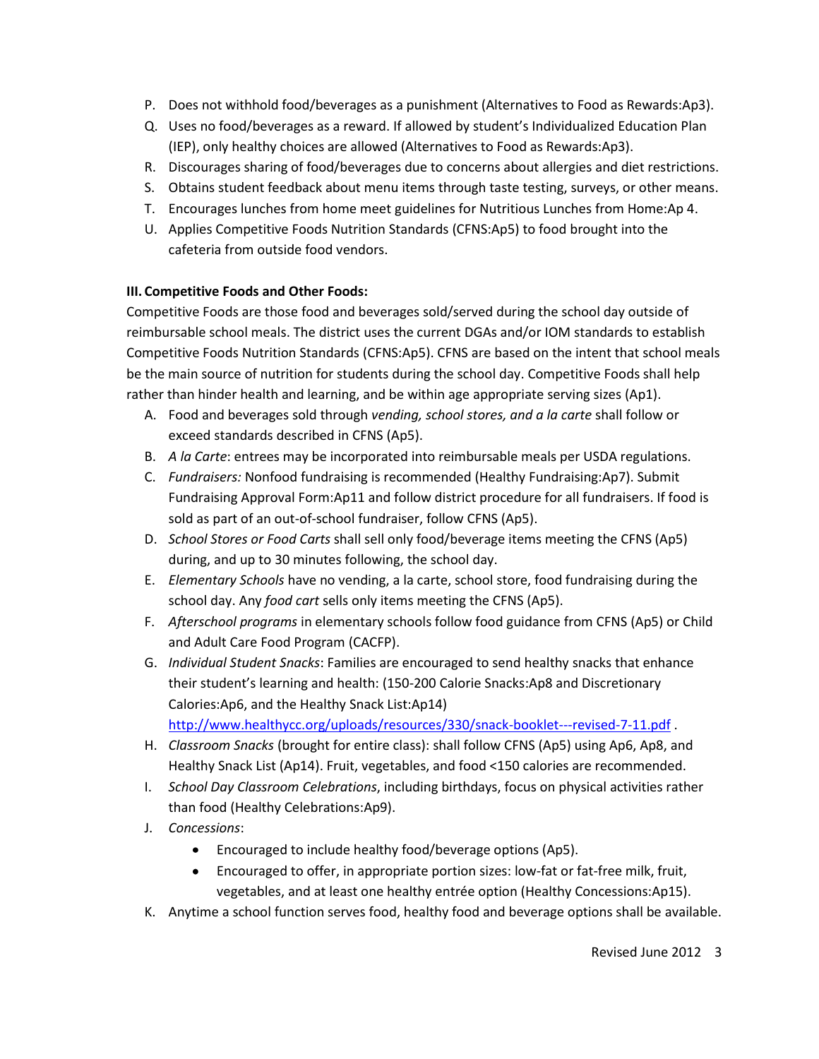P. Does not withhold food/beverages as a punishment (Alternatives to Food as Rewards:Ap3).
Q. Uses no food/beverages as a reward. If allowed by student's Individualized Education Plan (IEP), only healthy choices are allowed (Alternatives to Food as Rewards:Ap3).
R. Discourages sharing of food/beverages due to concerns about allergies and diet restrictions.
S. Obtains student feedback about menu items through taste testing, surveys, or other means.
T. Encourages lunches from home meet guidelines for Nutritious Lunches from Home:Ap 4.
U. Applies Competitive Foods Nutrition Standards (CFNS:Ap5) to food brought into the cafeteria from outside food vendors.

**III. Competitive Foods and Other Foods:**

Competitive Foods are those food and beverages sold/served during the school day outside of reimbursable school meals. The district uses the current DGAs and/or IOM standards to establish Competitive Foods Nutrition Standards (CFNS:Ap5). CFNS are based on the intent that school meals be the main source of nutrition for students during the school day. Competitive Foods shall help rather than hinder health and learning, and be within age appropriate serving sizes (Ap1).

A. Food and beverages sold through *vending, school stores, and a la carte* shall follow or exceed standards described in CFNS (Ap5).
B. *A la Carte*: entrees may be incorporated into reimbursable meals per USDA regulations.
C. *Fundraisers:* Nonfood fundraising is recommended (Healthy Fundraising:Ap7). Submit Fundraising Approval Form:Ap11 and follow district procedure for all fundraisers. If food is sold as part of an out-of-school fundraiser, follow CFNS (Ap5).
D. *School Stores or Food Carts* shall sell only food/beverage items meeting the CFNS (Ap5) during, and up to 30 minutes following, the school day.
E. *Elementary Schools* have no vending, a la carte, school store, food fundraising during the school day. Any *food cart* sells only items meeting the CFNS (Ap5).
F. *Afterschool programs* in elementary schools follow food guidance from CFNS (Ap5) or Child and Adult Care Food Program (CACFP).
G. *Individual Student Snacks*: Families are encouraged to send healthy snacks that enhance their student's learning and health: (150-200 Calorie Snacks:Ap8 and Discretionary Calories:Ap6, and the Healthy Snack List:Ap14) http://www.healthycc.org/uploads/resources/330/snack-booklet---revised-7-11.pdf .
H. *Classroom Snacks* (brought for entire class): shall follow CFNS (Ap5) using Ap6, Ap8, and Healthy Snack List (Ap14). Fruit, vegetables, and food <150 calories are recommended.
I. *School Day Classroom Celebrations*, including birthdays, focus on physical activities rather than food (Healthy Celebrations:Ap9).
J. *Concessions*:
    - Encouraged to include healthy food/beverage options (Ap5).
    - Encouraged to offer, in appropriate portion sizes: low-fat or fat-free milk, fruit, vegetables, and at least one healthy entrée option (Healthy Concessions:Ap15).
K. Anytime a school function serves food, healthy food and beverage options shall be available.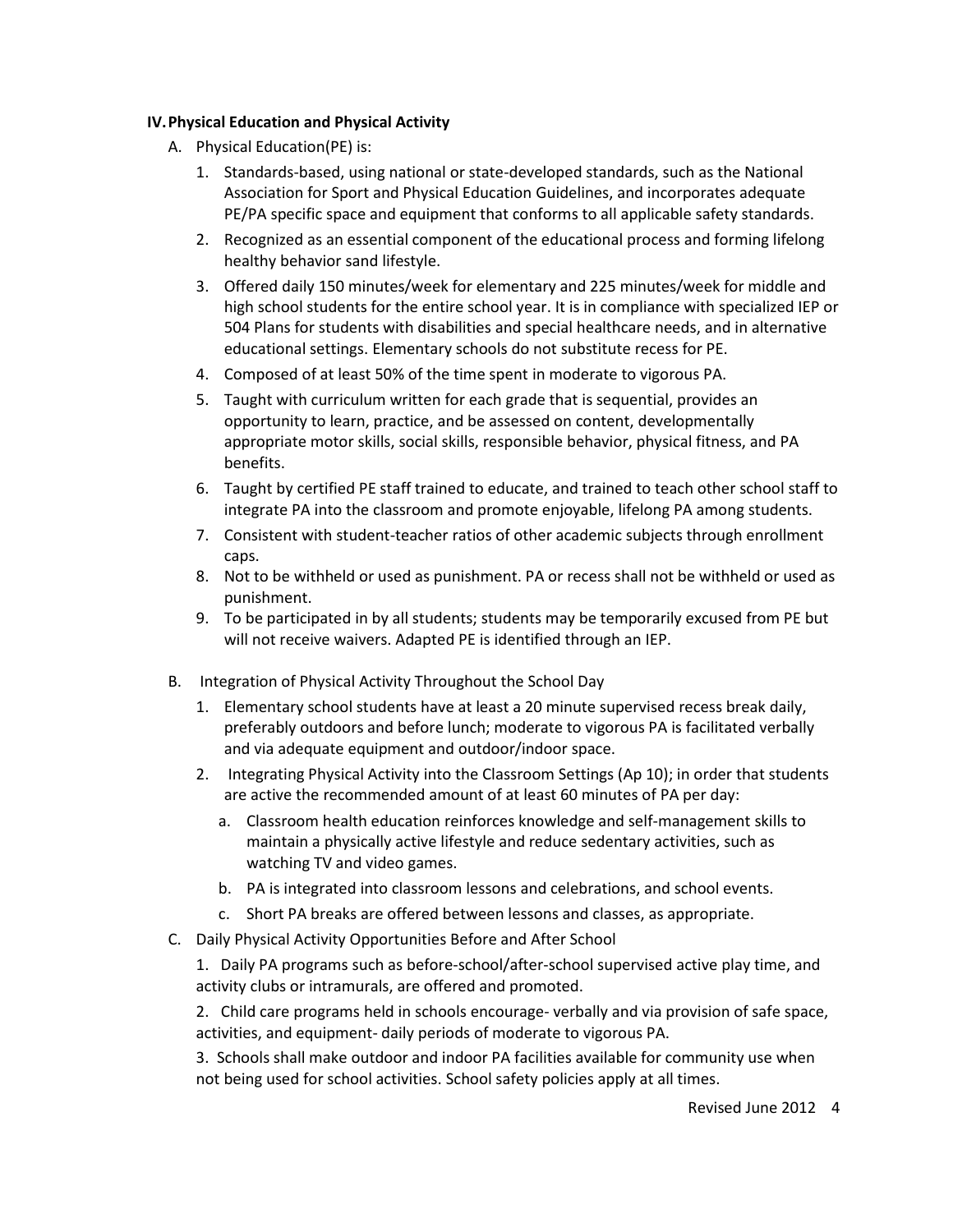## IV. Physical Education and Physical Activity

A. Physical Education(PE) is:

1. Standards-based, using national or state-developed standards, such as the National Association for Sport and Physical Education Guidelines, and incorporates adequate PE/PA specific space and equipment that conforms to all applicable safety standards.
2. Recognized as an essential component of the educational process and forming lifelong healthy behavior sand lifestyle.
3. Offered daily 150 minutes/week for elementary and 225 minutes/week for middle and high school students for the entire school year. It is in compliance with specialized IEP or 504 Plans for students with disabilities and special healthcare needs, and in alternative educational settings. Elementary schools do not substitute recess for PE.
4. Composed of at least 50% of the time spent in moderate to vigorous PA.
5. Taught with curriculum written for each grade that is sequential, provides an opportunity to learn, practice, and be assessed on content, developmentally appropriate motor skills, social skills, responsible behavior, physical fitness, and PA benefits.
6. Taught by certified PE staff trained to educate, and trained to teach other school staff to integrate PA into the classroom and promote enjoyable, lifelong PA among students.
7. Consistent with student-teacher ratios of other academic subjects through enrollment caps.
8. Not to be withheld or used as punishment. PA or recess shall not be withheld or used as punishment.
9. To be participated in by all students; students may be temporarily excused from PE but will not receive waivers. Adapted PE is identified through an IEP.

B. Integration of Physical Activity Throughout the School Day

1. Elementary school students have at least a 20 minute supervised recess break daily, preferably outdoors and before lunch; moderate to vigorous PA is facilitated verbally and via adequate equipment and outdoor/indoor space.
2. Integrating Physical Activity into the Classroom Settings (Ap 10); in order that students are active the recommended amount of at least 60 minutes of PA per day:
   a. Classroom health education reinforces knowledge and self-management skills to maintain a physically active lifestyle and reduce sedentary activities, such as watching TV and video games.
   b. PA is integrated into classroom lessons and celebrations, and school events.
   c. Short PA breaks are offered between lessons and classes, as appropriate.

C. Daily Physical Activity Opportunities Before and After School

1. Daily PA programs such as before-school/after-school supervised active play time, and activity clubs or intramurals, are offered and promoted.
2. Child care programs held in schools encourage- verbally and via provision of safe space, activities, and equipment- daily periods of moderate to vigorous PA.
3. Schools shall make outdoor and indoor PA facilities available for community use when not being used for school activities. School safety policies apply at all times.

Revised June 2012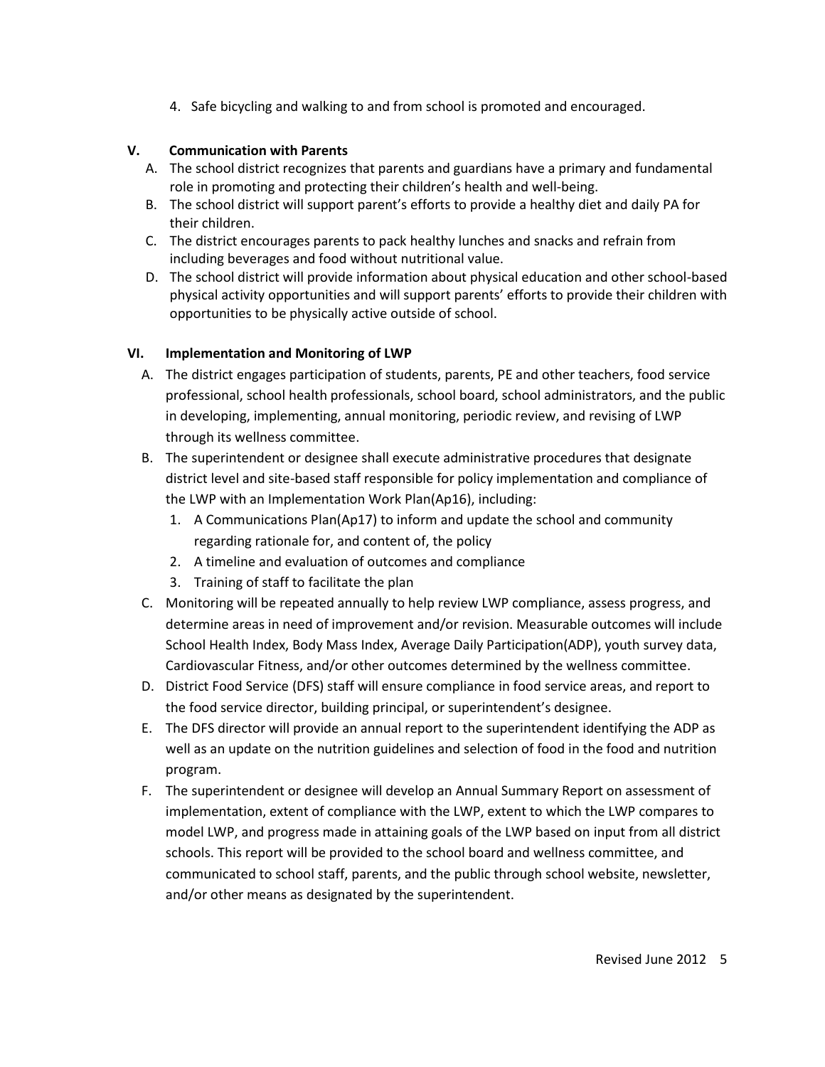4. Safe bicycling and walking to and from school is promoted and encouraged.

## V. Communication with Parents

A. The school district recognizes that parents and guardians have a primary and fundamental role in promoting and protecting their children's health and well-being.

B. The school district will support parent's efforts to provide a healthy diet and daily PA for their children.

C. The district encourages parents to pack healthy lunches and snacks and refrain from including beverages and food without nutritional value.

D. The school district will provide information about physical education and other school-based physical activity opportunities and will support parents' efforts to provide their children with opportunities to be physically active outside of school.

## VI. Implementation and Monitoring of LWP

A. The district engages participation of students, parents, PE and other teachers, food service professional, school health professionals, school board, school administrators, and the public in developing, implementing, annual monitoring, periodic review, and revising of LWP through its wellness committee.

B. The superintendent or designee shall execute administrative procedures that designate district level and site-based staff responsible for policy implementation and compliance of the LWP with an Implementation Work Plan(Ap16), including:

   1. A Communications Plan(Ap17) to inform and update the school and community regarding rationale for, and content of, the policy
   2. A timeline and evaluation of outcomes and compliance
   3. Training of staff to facilitate the plan

C. Monitoring will be repeated annually to help review LWP compliance, assess progress, and determine areas in need of improvement and/or revision. Measurable outcomes will include School Health Index, Body Mass Index, Average Daily Participation(ADP), youth survey data, Cardiovascular Fitness, and/or other outcomes determined by the wellness committee.

D. District Food Service (DFS) staff will ensure compliance in food service areas, and report to the food service director, building principal, or superintendent's designee.

E. The DFS director will provide an annual report to the superintendent identifying the ADP as well as an update on the nutrition guidelines and selection of food in the food and nutrition program.

F. The superintendent or designee will develop an Annual Summary Report on assessment of implementation, extent of compliance with the LWP, extent to which the LWP compares to model LWP, and progress made in attaining goals of the LWP based on input from all district schools. This report will be provided to the school board and wellness committee, and communicated to school staff, parents, and the public through school website, newsletter, and/or other means as designated by the superintendent.

Revised June 2012